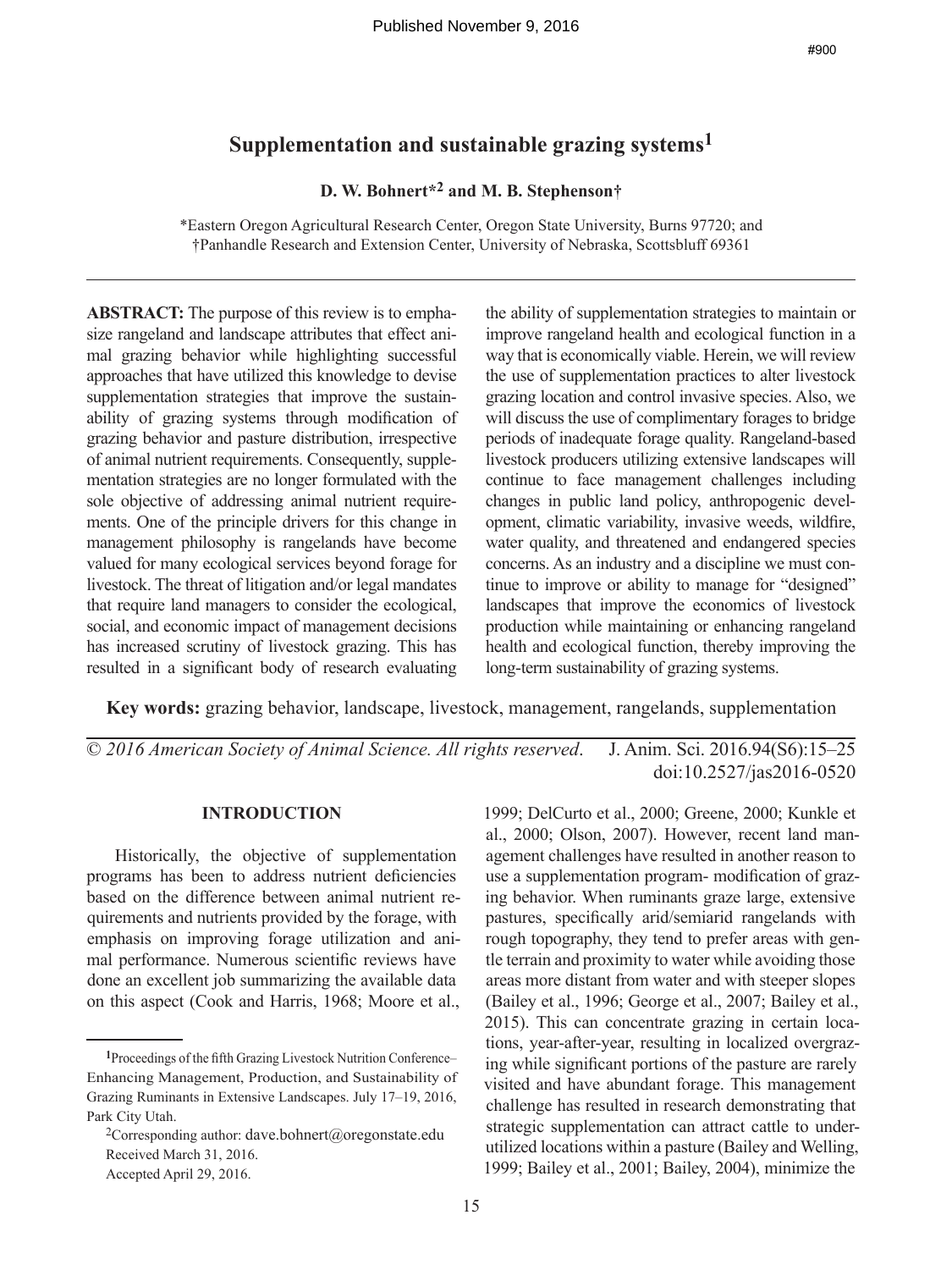Published November 9, 2016

#900

# Supplementation and sustainable grazing systems[1]

**D. W. Bohnert*[2] and M. B. Stephenson†**

*Eastern Oregon Agricultural Research Center, Oregon State University, Burns 97720; and †Panhandle Research and Extension Center, University of Nebraska, Scottsbluff 69361

**ABSTRACT:** The purpose of this review is to emphasize rangeland and landscape attributes that effect animal grazing behavior while highlighting successful approaches that have utilized this knowledge to devise supplementation strategies that improve the sustainability of grazing systems through modification of grazing behavior and pasture distribution, irrespective of animal nutrient requirements. Consequently, supplementation strategies are no longer formulated with the sole objective of addressing animal nutrient requirements. One of the principle drivers for this change in management philosophy is rangelands have become valued for many ecological services beyond forage for livestock. The threat of litigation and/or legal mandates that require land managers to consider the ecological, social, and economic impact of management decisions has increased scrutiny of livestock grazing. This has resulted in a significant body of research evaluating the ability of supplementation strategies to maintain or improve rangeland health and ecological function in a way that is economically viable. Herein, we will review the use of supplementation practices to alter livestock grazing location and control invasive species. Also, we will discuss the use of complimentary forages to bridge periods of inadequate forage quality. Rangeland-based livestock producers utilizing extensive landscapes will continue to face management challenges including changes in public land policy, anthropogenic development, climatic variability, invasive weeds, wildfire, water quality, and threatened and endangered species concerns. As an industry and a discipline we must continue to improve or ability to manage for "designed" landscapes that improve the economics of livestock production while maintaining or enhancing rangeland health and ecological function, thereby improving the long-term sustainability of grazing systems.

**Key words:** grazing behavior, landscape, livestock, management, rangelands, supplementation

*© 2016 American Society of Animal Science. All rights reserved.* J. Anim. Sci. 2016.94(S6):15–25 doi:10.2527/jas2016-0520

## INTRODUCTION

Historically, the objective of supplementation programs has been to address nutrient deficiencies based on the difference between animal nutrient requirements and nutrients provided by the forage, with emphasis on improving forage utilization and animal performance. Numerous scientific reviews have done an excellent job summarizing the available data on this aspect (Cook and Harris, 1968; Moore et al., 1999; DelCurto et al., 2000; Greene, 2000; Kunkle et al., 2000; Olson, 2007). However, recent land management challenges have resulted in another reason to use a supplementation program- modification of grazing behavior. When ruminants graze large, extensive pastures, specifically arid/semiarid rangelands with rough topography, they tend to prefer areas with gentle terrain and proximity to water while avoiding those areas more distant from water and with steeper slopes (Bailey et al., 1996; George et al., 2007; Bailey et al., 2015). This can concentrate grazing in certain locations, year-after-year, resulting in localized overgrazing while significant portions of the pasture are rarely visited and have abundant forage. This management challenge has resulted in research demonstrating that strategic supplementation can attract cattle to underutilized locations within a pasture (Bailey and Welling, 1999; Bailey et al., 2001; Bailey, 2004), minimize the

[1]Proceedings of the fifth Grazing Livestock Nutrition Conference– Enhancing Management, Production, and Sustainability of Grazing Ruminants in Extensive Landscapes. July 17–19, 2016, Park City Utah.

[2]Corresponding author: dave.bohnert@oregonstate.edu

Received March 31, 2016.

Accepted April 29, 2016.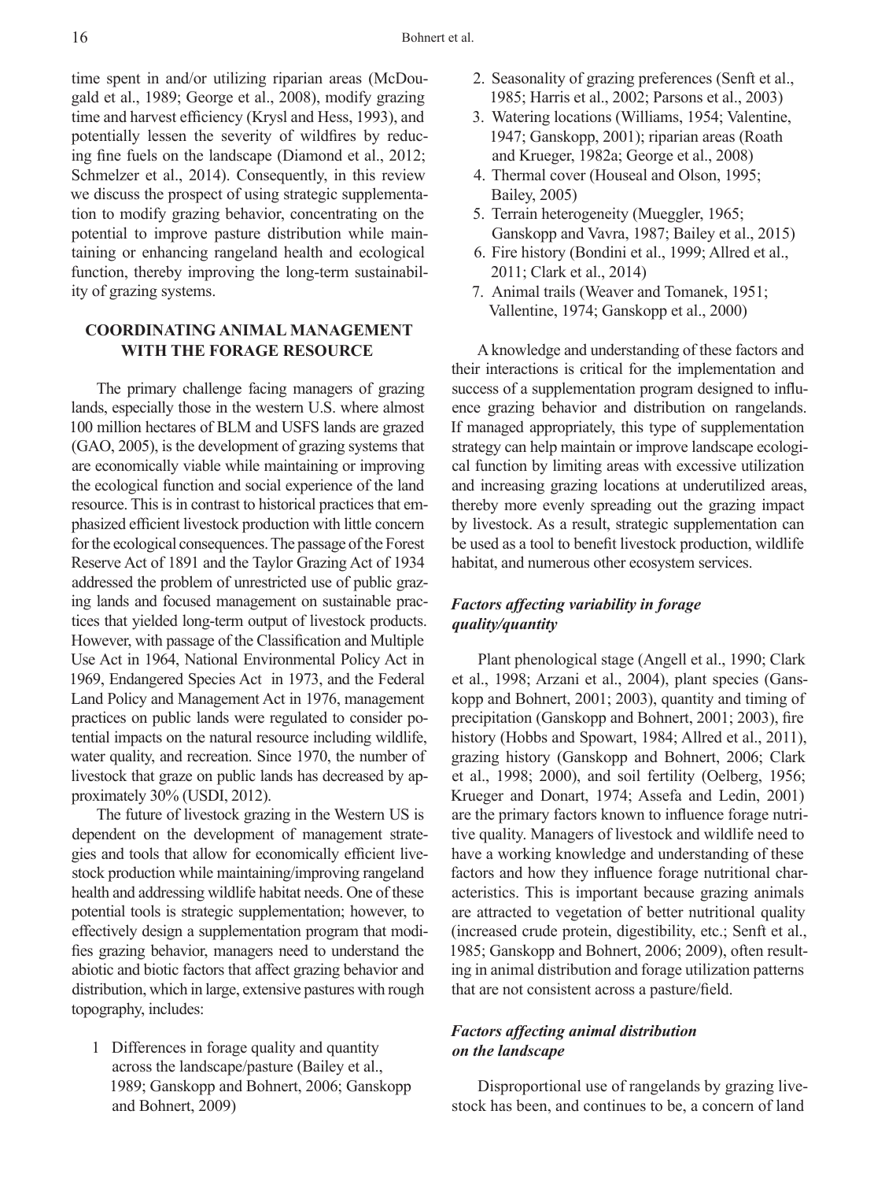time spent in and/or utilizing riparian areas (McDougald et al., 1989; George et al., 2008), modify grazing time and harvest efficiency (Krysl and Hess, 1993), and potentially lessen the severity of wildfires by reducing fine fuels on the landscape (Diamond et al., 2012; Schmelzer et al., 2014). Consequently, in this review we discuss the prospect of using strategic supplementation to modify grazing behavior, concentrating on the potential to improve pasture distribution while maintaining or enhancing rangeland health and ecological function, thereby improving the long-term sustainability of grazing systems.

## COORDINATING ANIMAL MANAGEMENT WITH THE FORAGE RESOURCE

The primary challenge facing managers of grazing lands, especially those in the western U.S. where almost 100 million hectares of BLM and USFS lands are grazed (GAO, 2005), is the development of grazing systems that are economically viable while maintaining or improving the ecological function and social experience of the land resource. This is in contrast to historical practices that emphasized efficient livestock production with little concern for the ecological consequences. The passage of the Forest Reserve Act of 1891 and the Taylor Grazing Act of 1934 addressed the problem of unrestricted use of public grazing lands and focused management on sustainable practices that yielded long-term output of livestock products. However, with passage of the Classification and Multiple Use Act in 1964, National Environmental Policy Act in 1969, Endangered Species Act in 1973, and the Federal Land Policy and Management Act in 1976, management practices on public lands were regulated to consider potential impacts on the natural resource including wildlife, water quality, and recreation. Since 1970, the number of livestock that graze on public lands has decreased by approximately 30% (USDI, 2012).

The future of livestock grazing in the Western US is dependent on the development of management strategies and tools that allow for economically efficient livestock production while maintaining/improving rangeland health and addressing wildlife habitat needs. One of these potential tools is strategic supplementation; however, to effectively design a supplementation program that modifies grazing behavior, managers need to understand the abiotic and biotic factors that affect grazing behavior and distribution, which in large, extensive pastures with rough topography, includes:

1. Differences in forage quality and quantity across the landscape/pasture (Bailey et al., 1989; Ganskopp and Bohnert, 2006; Ganskopp and Bohnert, 2009)
2. Seasonality of grazing preferences (Senft et al., 1985; Harris et al., 2002; Parsons et al., 2003)
3. Watering locations (Williams, 1954; Valentine, 1947; Ganskopp, 2001); riparian areas (Roath and Krueger, 1982a; George et al., 2008)
4. Thermal cover (Houseal and Olson, 1995; Bailey, 2005)
5. Terrain heterogeneity (Mueggler, 1965; Ganskopp and Vavra, 1987; Bailey et al., 2015)
6. Fire history (Bondini et al., 1999; Allred et al., 2011; Clark et al., 2014)
7. Animal trails (Weaver and Tomanek, 1951; Vallentine, 1974; Ganskopp et al., 2000)

A knowledge and understanding of these factors and their interactions is critical for the implementation and success of a supplementation program designed to influence grazing behavior and distribution on rangelands. If managed appropriately, this type of supplementation strategy can help maintain or improve landscape ecological function by limiting areas with excessive utilization and increasing grazing locations at underutilized areas, thereby more evenly spreading out the grazing impact by livestock. As a result, strategic supplementation can be used as a tool to benefit livestock production, wildlife habitat, and numerous other ecosystem services.

### *Factors affecting variability in forage quality/quantity*

Plant phenological stage (Angell et al., 1990; Clark et al., 1998; Arzani et al., 2004), plant species (Ganskopp and Bohnert, 2001; 2003), quantity and timing of precipitation (Ganskopp and Bohnert, 2001; 2003), fire history (Hobbs and Spowart, 1984; Allred et al., 2011), grazing history (Ganskopp and Bohnert, 2006; Clark et al., 1998; 2000), and soil fertility (Oelberg, 1956; Krueger and Donart, 1974; Assefa and Ledin, 2001) are the primary factors known to influence forage nutritive quality. Managers of livestock and wildlife need to have a working knowledge and understanding of these factors and how they influence forage nutritional characteristics. This is important because grazing animals are attracted to vegetation of better nutritional quality (increased crude protein, digestibility, etc.; Senft et al., 1985; Ganskopp and Bohnert, 2006; 2009), often resulting in animal distribution and forage utilization patterns that are not consistent across a pasture/field.

### *Factors affecting animal distribution on the landscape*

Disproportional use of rangelands by grazing livestock has been, and continues to be, a concern of land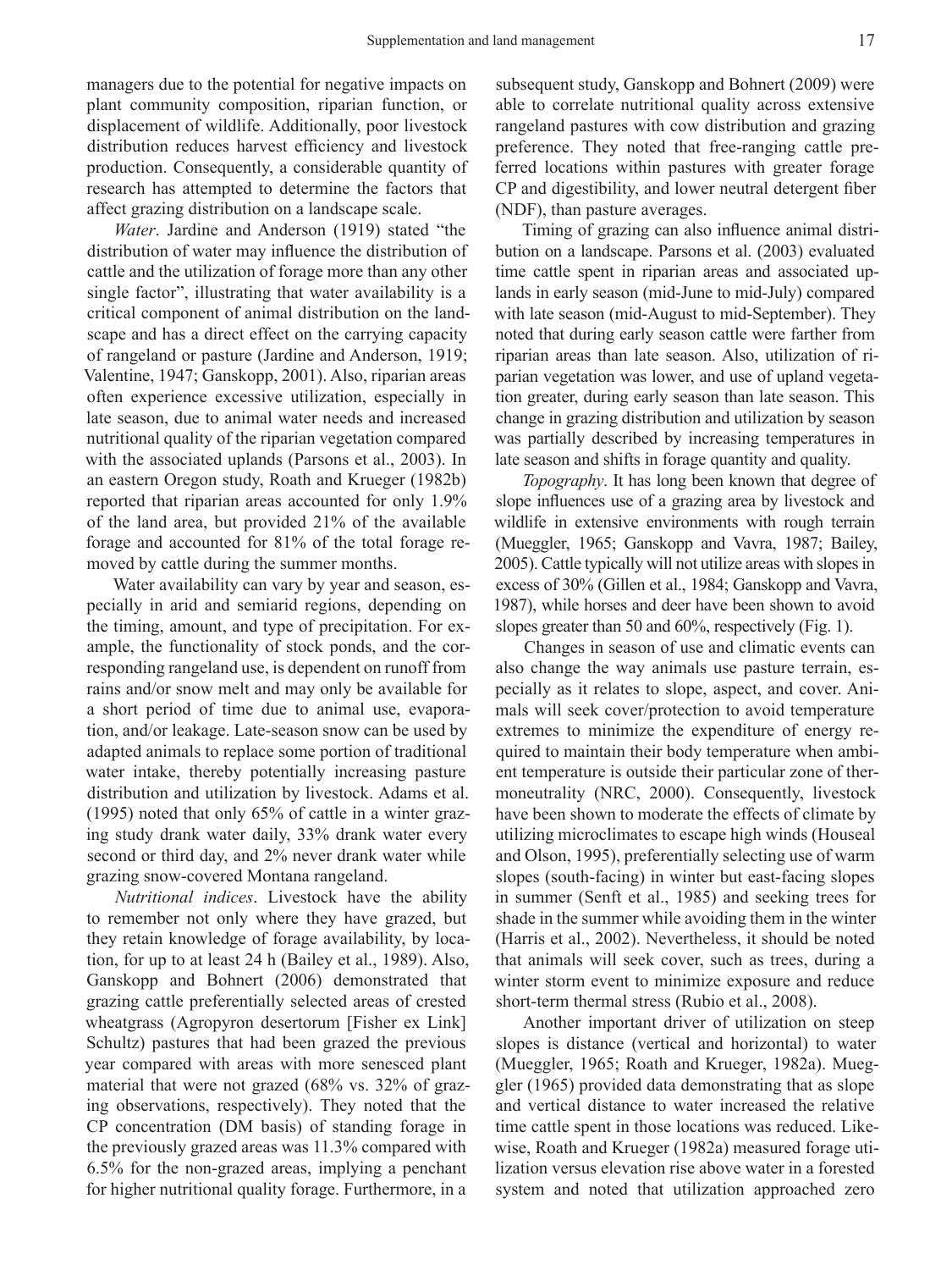managers due to the potential for negative impacts on plant community composition, riparian function, or displacement of wildlife. Additionally, poor livestock distribution reduces harvest efficiency and livestock production. Consequently, a considerable quantity of research has attempted to determine the factors that affect grazing distribution on a landscape scale.

*Water*. Jardine and Anderson (1919) stated "the distribution of water may influence the distribution of cattle and the utilization of forage more than any other single factor", illustrating that water availability is a critical component of animal distribution on the landscape and has a direct effect on the carrying capacity of rangeland or pasture (Jardine and Anderson, 1919; Valentine, 1947; Ganskopp, 2001). Also, riparian areas often experience excessive utilization, especially in late season, due to animal water needs and increased nutritional quality of the riparian vegetation compared with the associated uplands (Parsons et al., 2003). In an eastern Oregon study, Roath and Krueger (1982b) reported that riparian areas accounted for only 1.9% of the land area, but provided 21% of the available forage and accounted for 81% of the total forage removed by cattle during the summer months.

Water availability can vary by year and season, especially in arid and semiarid regions, depending on the timing, amount, and type of precipitation. For example, the functionality of stock ponds, and the corresponding rangeland use, is dependent on runoff from rains and/or snow melt and may only be available for a short period of time due to animal use, evaporation, and/or leakage. Late-season snow can be used by adapted animals to replace some portion of traditional water intake, thereby potentially increasing pasture distribution and utilization by livestock. Adams et al. (1995) noted that only 65% of cattle in a winter grazing study drank water daily, 33% drank water every second or third day, and 2% never drank water while grazing snow-covered Montana rangeland.

*Nutritional indices*. Livestock have the ability to remember not only where they have grazed, but they retain knowledge of forage availability, by location, for up to at least 24 h (Bailey et al., 1989). Also, Ganskopp and Bohnert (2006) demonstrated that grazing cattle preferentially selected areas of crested wheatgrass (*Agropyron desertorum* [Fisher ex Link] Schultz) pastures that had been grazed the previous year compared with areas with more senesced plant material that were not grazed (68% vs. 32% of grazing observations, respectively). They noted that the CP concentration (DM basis) of standing forage in the previously grazed areas was 11.3% compared with 6.5% for the non-grazed areas, implying a penchant for higher nutritional quality forage. Furthermore, in a subsequent study, Ganskopp and Bohnert (2009) were able to correlate nutritional quality across extensive rangeland pastures with cow distribution and grazing preference. They noted that free-ranging cattle preferred locations within pastures with greater forage CP and digestibility, and lower neutral detergent fiber (NDF), than pasture averages.

Timing of grazing can also influence animal distribution on a landscape. Parsons et al. (2003) evaluated time cattle spent in riparian areas and associated uplands in early season (mid-June to mid-July) compared with late season (mid-August to mid-September). They noted that during early season cattle were farther from riparian areas than late season. Also, utilization of riparian vegetation was lower, and use of upland vegetation greater, during early season than late season. This change in grazing distribution and utilization by season was partially described by increasing temperatures in late season and shifts in forage quantity and quality.

*Topography*. It has long been known that degree of slope influences use of a grazing area by livestock and wildlife in extensive environments with rough terrain (Mueggler, 1965; Ganskopp and Vavra, 1987; Bailey, 2005). Cattle typically will not utilize areas with slopes in excess of 30% (Gillen et al., 1984; Ganskopp and Vavra, 1987), while horses and deer have been shown to avoid slopes greater than 50 and 60%, respectively (Fig. 1).

Changes in season of use and climatic events can also change the way animals use pasture terrain, especially as it relates to slope, aspect, and cover. Animals will seek cover/protection to avoid temperature extremes to minimize the expenditure of energy required to maintain their body temperature when ambient temperature is outside their particular zone of thermoneutrality (NRC, 2000). Consequently, livestock have been shown to moderate the effects of climate by utilizing microclimates to escape high winds (Houseal and Olson, 1995), preferentially selecting use of warm slopes (south-facing) in winter but east-facing slopes in summer (Senft et al., 1985) and seeking trees for shade in the summer while avoiding them in the winter (Harris et al., 2002). Nevertheless, it should be noted that animals will seek cover, such as trees, during a winter storm event to minimize exposure and reduce short-term thermal stress (Rubio et al., 2008).

Another important driver of utilization on steep slopes is distance (vertical and horizontal) to water (Mueggler, 1965; Roath and Krueger, 1982a). Mueggler (1965) provided data demonstrating that as slope and vertical distance to water increased the relative time cattle spent in those locations was reduced. Likewise, Roath and Krueger (1982a) measured forage utilization versus elevation rise above water in a forested system and noted that utilization approached zero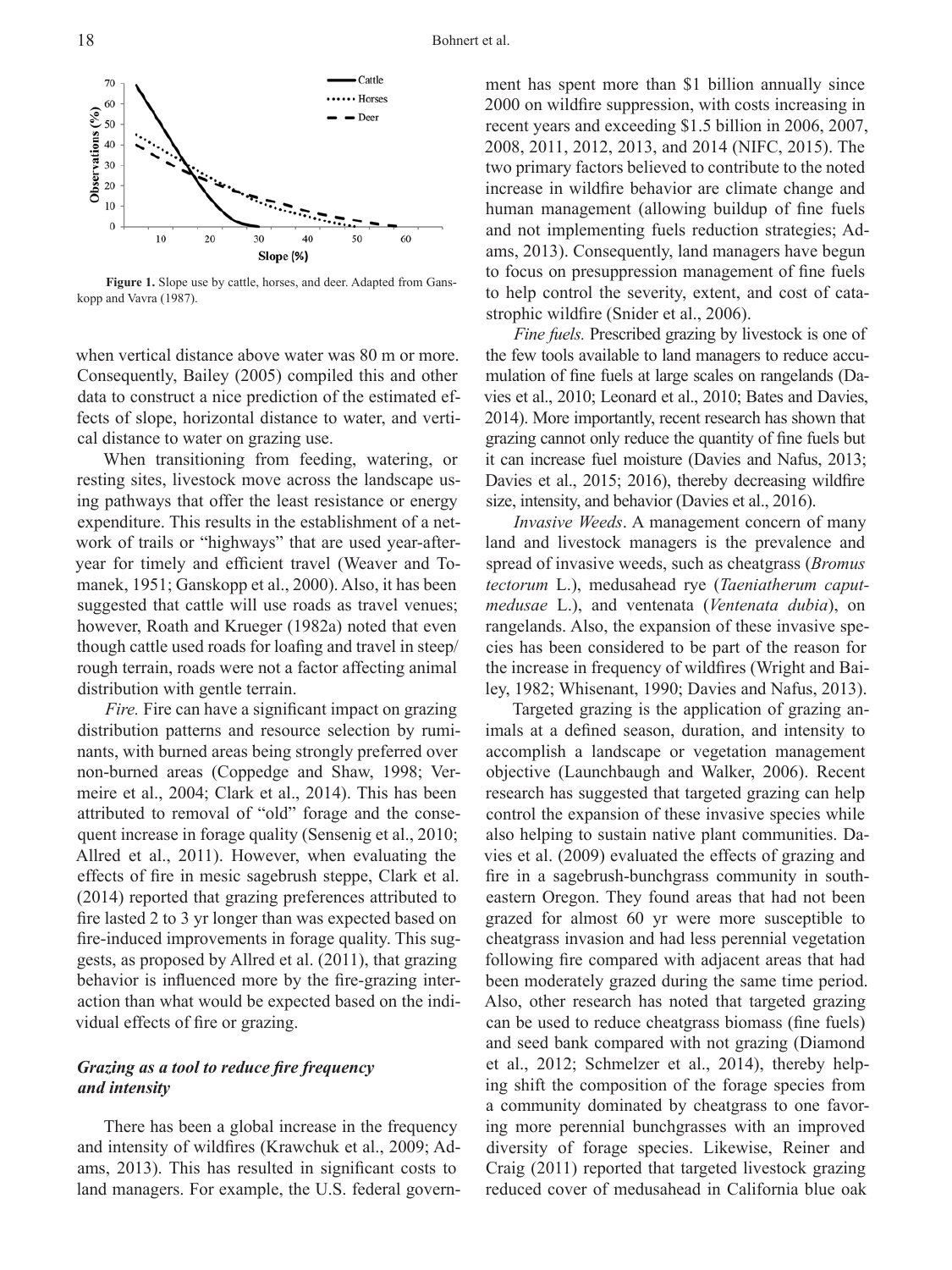Figure 1. Slope use by cattle, horses, and deer. Adapted from Ganskopp and Vavra (1987).

when vertical distance above water was 80 m or more. Consequently, Bailey (2005) compiled this and other data to construct a nice prediction of the estimated effects of slope, horizontal distance to water, and vertical distance to water on grazing use.

When transitioning from feeding, watering, or resting sites, livestock move across the landscape using pathways that offer the least resistance or energy expenditure. This results in the establishment of a network of trails or "highways" that are used year-after-year for timely and efficient travel (Weaver and Tomanek, 1951; Ganskopp et al., 2000). Also, it has been suggested that cattle will use roads as travel venues; however, Roath and Krueger (1982a) noted that even though cattle used roads for loafing and travel in steep/rough terrain, roads were not a factor affecting animal distribution with gentle terrain.

*Fire.* Fire can have a significant impact on grazing distribution patterns and resource selection by ruminants, with burned areas being strongly preferred over non-burned areas (Coppedge and Shaw, 1998; Vermeire et al., 2004; Clark et al., 2014). This has been attributed to removal of "old" forage and the consequent increase in forage quality (Sensenig et al., 2010; Allred et al., 2011). However, when evaluating the effects of fire in mesic sagebrush steppe, Clark et al. (2014) reported that grazing preferences attributed to fire lasted 2 to 3 yr longer than was expected based on fire-induced improvements in forage quality. This suggests, as proposed by Allred et al. (2011), that grazing behavior is influenced more by the fire-grazing interaction than what would be expected based on the individual effects of fire or grazing.

### *Grazing as a tool to reduce fire frequency and intensity*

There has been a global increase in the frequency and intensity of wildfires (Krawchuk et al., 2009; Adams, 2013). This has resulted in significant costs to land managers. For example, the U.S. federal government has spent more than $1 billion annually since 2000 on wildfire suppression, with costs increasing in recent years and exceeding $1.5 billion in 2006, 2007, 2008, 2011, 2012, 2013, and 2014 (NIFC, 2015). The two primary factors believed to contribute to the noted increase in wildfire behavior are climate change and human management (allowing buildup of fine fuels and not implementing fuels reduction strategies; Adams, 2013). Consequently, land managers have begun to focus on presuppression management of fine fuels to help control the severity, extent, and cost of catastrophic wildfire (Snider et al., 2006).

*Fine fuels.* Prescribed grazing by livestock is one of the few tools available to land managers to reduce accumulation of fine fuels at large scales on rangelands (Davies et al., 2010; Leonard et al., 2010; Bates and Davies, 2014). More importantly, recent research has shown that grazing cannot only reduce the quantity of fine fuels but it can increase fuel moisture (Davies and Nafus, 2013; Davies et al., 2015; 2016), thereby decreasing wildfire size, intensity, and behavior (Davies et al., 2016).

*Invasive Weeds*. A management concern of many land and livestock managers is the prevalence and spread of invasive weeds, such as cheatgrass (*Bromus tectorum* L.), medusahead rye (*Taeniatherum caput-medusae* L.), and ventenata (*Ventenata dubia*), on rangelands. Also, the expansion of these invasive species has been considered to be part of the reason for the increase in frequency of wildfires (Wright and Bailey, 1982; Whisenant, 1990; Davies and Nafus, 2013).

Targeted grazing is the application of grazing animals at a defined season, duration, and intensity to accomplish a landscape or vegetation management objective (Launchbaugh and Walker, 2006). Recent research has suggested that targeted grazing can help control the expansion of these invasive species while also helping to sustain native plant communities. Davies et al. (2009) evaluated the effects of grazing and fire in a sagebrush-bunchgrass community in southeastern Oregon. They found areas that had not been grazed for almost 60 yr were more susceptible to cheatgrass invasion and had less perennial vegetation following fire compared with adjacent areas that had been moderately grazed during the same time period. Also, other research has noted that targeted grazing can be used to reduce cheatgrass biomass (fine fuels) and seed bank compared with not grazing (Diamond et al., 2012; Schmelzer et al., 2014), thereby helping shift the composition of the forage species from a community dominated by cheatgrass to one favoring more perennial bunchgrasses with an improved diversity of forage species. Likewise, Reiner and Craig (2011) reported that targeted livestock grazing reduced cover of medusahead in California blue oak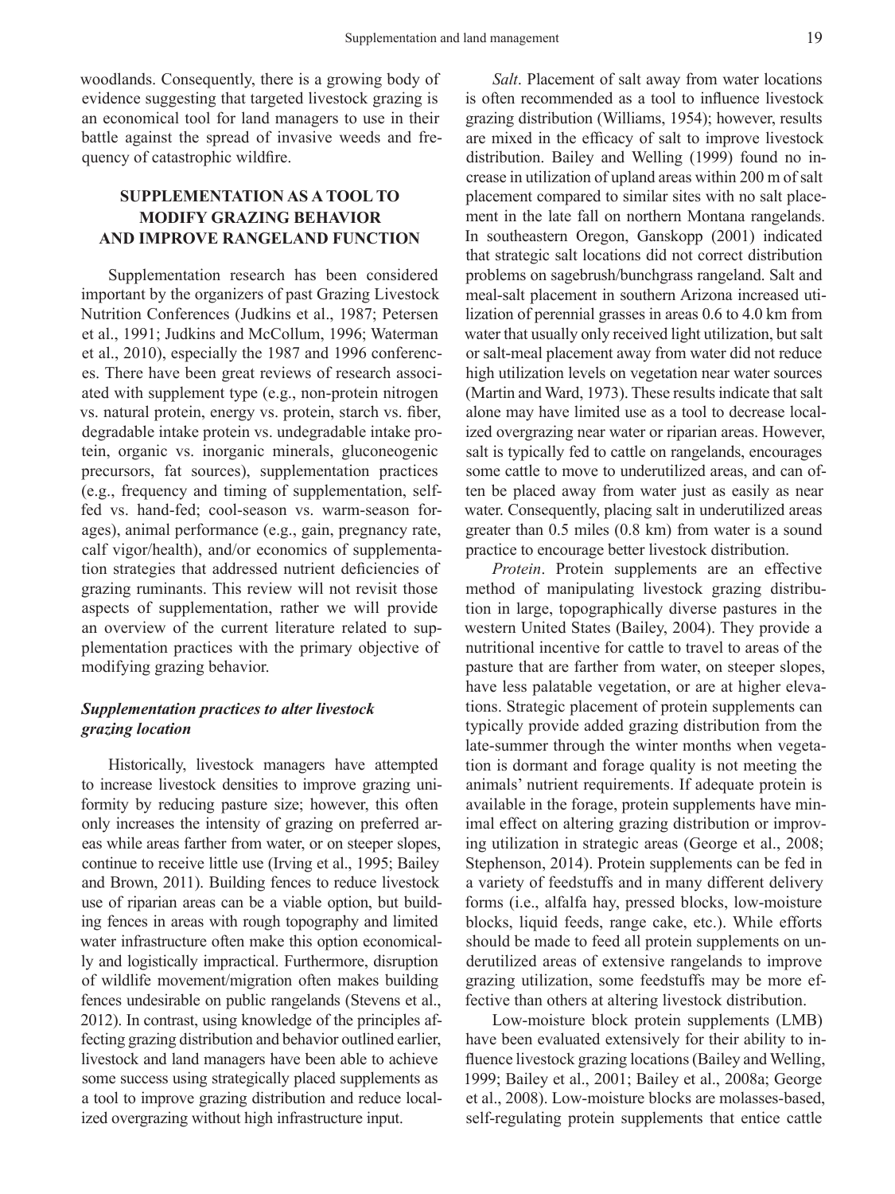woodlands. Consequently, there is a growing body of evidence suggesting that targeted livestock grazing is an economical tool for land managers to use in their battle against the spread of invasive weeds and frequency of catastrophic wildfire.

## SUPPLEMENTATION AS A TOOL TO MODIFY GRAZING BEHAVIOR AND IMPROVE RANGELAND FUNCTION

Supplementation research has been considered important by the organizers of past Grazing Livestock Nutrition Conferences (Judkins et al., 1987; Petersen et al., 1991; Judkins and McCollum, 1996; Waterman et al., 2010), especially the 1987 and 1996 conferences. There have been great reviews of research associated with supplement type (e.g., non-protein nitrogen vs. natural protein, energy vs. protein, starch vs. fiber, degradable intake protein vs. undegradable intake protein, organic vs. inorganic minerals, gluconeogenic precursors, fat sources), supplementation practices (e.g., frequency and timing of supplementation, self-fed vs. hand-fed; cool-season vs. warm-season forages), animal performance (e.g., gain, pregnancy rate, calf vigor/health), and/or economics of supplementation strategies that addressed nutrient deficiencies of grazing ruminants. This review will not revisit those aspects of supplementation, rather we will provide an overview of the current literature related to supplementation practices with the primary objective of modifying grazing behavior.

### *Supplementation practices to alter livestock grazing location*

Historically, livestock managers have attempted to increase livestock densities to improve grazing uniformity by reducing pasture size; however, this often only increases the intensity of grazing on preferred areas while areas farther from water, or on steeper slopes, continue to receive little use (Irving et al., 1995; Bailey and Brown, 2011). Building fences to reduce livestock use of riparian areas can be a viable option, but building fences in areas with rough topography and limited water infrastructure often make this option economically and logistically impractical. Furthermore, disruption of wildlife movement/migration often makes building fences undesirable on public rangelands (Stevens et al., 2012). In contrast, using knowledge of the principles affecting grazing distribution and behavior outlined earlier, livestock and land managers have been able to achieve some success using strategically placed supplements as a tool to improve grazing distribution and reduce localized overgrazing without high infrastructure input.

*Salt*. Placement of salt away from water locations is often recommended as a tool to influence livestock grazing distribution (Williams, 1954); however, results are mixed in the efficacy of salt to improve livestock distribution. Bailey and Welling (1999) found no increase in utilization of upland areas within 200 m of salt placement compared to similar sites with no salt placement in the late fall on northern Montana rangelands. In southeastern Oregon, Ganskopp (2001) indicated that strategic salt locations did not correct distribution problems on sagebrush/bunchgrass rangeland. Salt and meal-salt placement in southern Arizona increased utilization of perennial grasses in areas 0.6 to 4.0 km from water that usually only received light utilization, but salt or salt-meal placement away from water did not reduce high utilization levels on vegetation near water sources (Martin and Ward, 1973). These results indicate that salt alone may have limited use as a tool to decrease localized overgrazing near water or riparian areas. However, salt is typically fed to cattle on rangelands, encourages some cattle to move to underutilized areas, and can often be placed away from water just as easily as near water. Consequently, placing salt in underutilized areas greater than 0.5 miles (0.8 km) from water is a sound practice to encourage better livestock distribution.

*Protein*. Protein supplements are an effective method of manipulating livestock grazing distribution in large, topographically diverse pastures in the western United States (Bailey, 2004). They provide a nutritional incentive for cattle to travel to areas of the pasture that are farther from water, on steeper slopes, have less palatable vegetation, or are at higher elevations. Strategic placement of protein supplements can typically provide added grazing distribution from the late-summer through the winter months when vegetation is dormant and forage quality is not meeting the animals' nutrient requirements. If adequate protein is available in the forage, protein supplements have minimal effect on altering grazing distribution or improving utilization in strategic areas (George et al., 2008; Stephenson, 2014). Protein supplements can be fed in a variety of feedstuffs and in many different delivery forms (i.e., alfalfa hay, pressed blocks, low-moisture blocks, liquid feeds, range cake, etc.). While efforts should be made to feed all protein supplements on underutilized areas of extensive rangelands to improve grazing utilization, some feedstuffs may be more effective than others at altering livestock distribution.

Low-moisture block protein supplements (LMB) have been evaluated extensively for their ability to influence livestock grazing locations (Bailey and Welling, 1999; Bailey et al., 2001; Bailey et al., 2008a; George et al., 2008). Low-moisture blocks are molasses-based, self-regulating protein supplements that entice cattle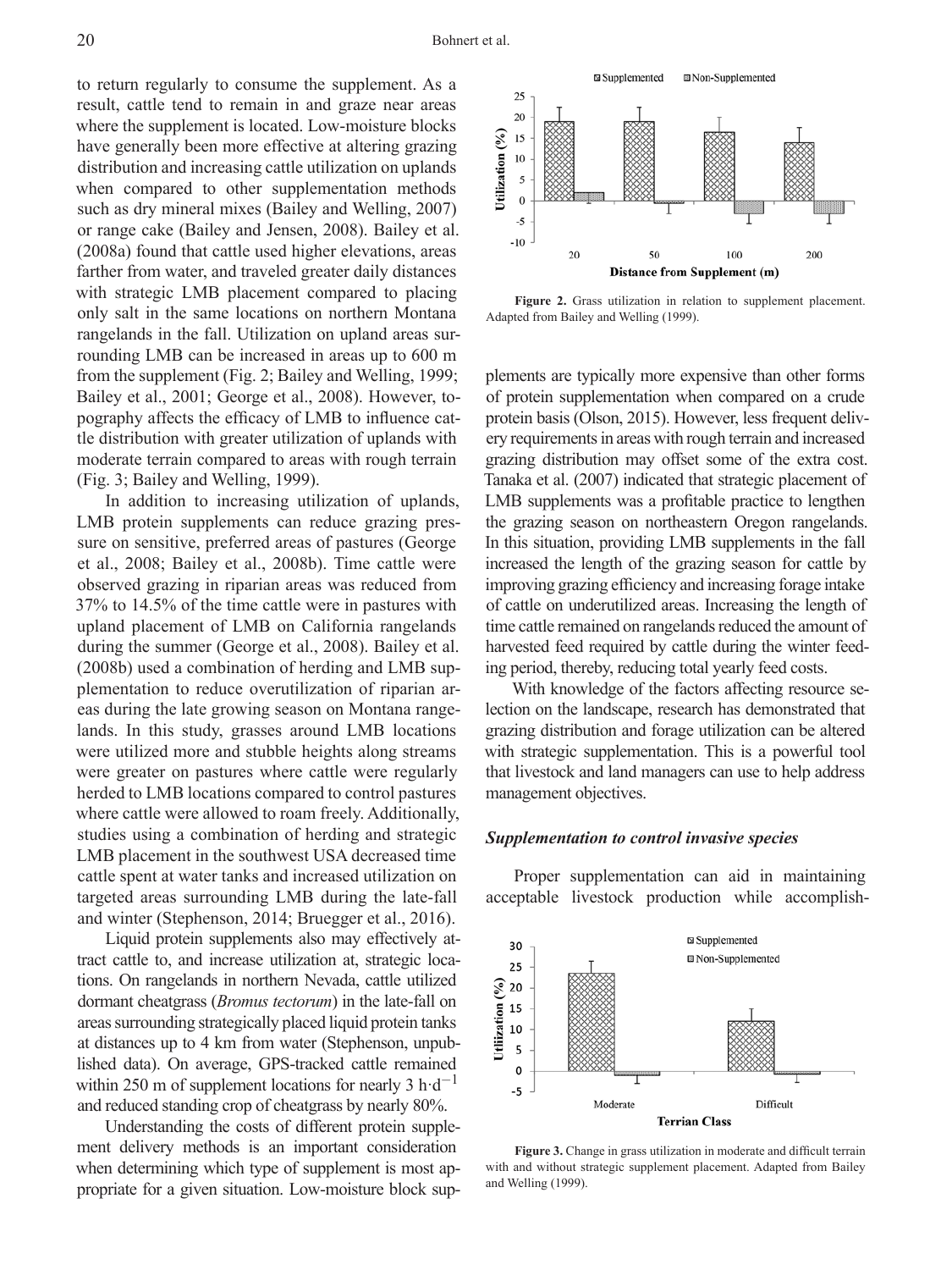to return regularly to consume the supplement. As a result, cattle tend to remain in and graze near areas where the supplement is located. Low-moisture blocks have generally been more effective at altering grazing distribution and increasing cattle utilization on uplands when compared to other supplementation methods such as dry mineral mixes (Bailey and Welling, 2007) or range cake (Bailey and Jensen, 2008). Bailey et al. (2008a) found that cattle used higher elevations, areas farther from water, and traveled greater daily distances with strategic LMB placement compared to placing only salt in the same locations on northern Montana rangelands in the fall. Utilization on upland areas surrounding LMB can be increased in areas up to 600 m from the supplement (Fig. 2; Bailey and Welling, 1999; Bailey et al., 2001; George et al., 2008). However, topography affects the efficacy of LMB to influence cattle distribution with greater utilization of uplands with moderate terrain compared to areas with rough terrain (Fig. 3; Bailey and Welling, 1999).

In addition to increasing utilization of uplands, LMB protein supplements can reduce grazing pressure on sensitive, preferred areas of pastures (George et al., 2008; Bailey et al., 2008b). Time cattle were observed grazing in riparian areas was reduced from 37% to 14.5% of the time cattle were in pastures with upland placement of LMB on California rangelands during the summer (George et al., 2008). Bailey et al. (2008b) used a combination of herding and LMB supplementation to reduce overutilization of riparian areas during the late growing season on Montana rangelands. In this study, grasses around LMB locations were utilized more and stubble heights along streams were greater on pastures where cattle were regularly herded to LMB locations compared to control pastures where cattle were allowed to roam freely. Additionally, studies using a combination of herding and strategic LMB placement in the southwest USA decreased time cattle spent at water tanks and increased utilization on targeted areas surrounding LMB during the late-fall and winter (Stephenson, 2014; Bruegger et al., 2016).

Liquid protein supplements also may effectively attract cattle to, and increase utilization at, strategic locations. On rangelands in northern Nevada, cattle utilized dormant cheatgrass (*Bromus tectorum*) in the late-fall on areas surrounding strategically placed liquid protein tanks at distances up to 4 km from water (Stephenson, unpublished data). On average, GPS-tracked cattle remained within 250 m of supplement locations for nearly 3 $h \cdot d^{-1}$ and reduced standing crop of cheatgrass by nearly 80%.

Understanding the costs of different protein supplement delivery methods is an important consideration when determining which type of supplement is most appropriate for a given situation. Low-moisture block supplements are typically more expensive than other forms of protein supplementation when compared on a crude protein basis (Olson, 2015). However, less frequent delivery requirements in areas with rough terrain and increased grazing distribution may offset some of the extra cost. Tanaka et al. (2007) indicated that strategic placement of LMB supplements was a profitable practice to lengthen the grazing season on northeastern Oregon rangelands. In this situation, providing LMB supplements in the fall increased the length of the grazing season for cattle by improving grazing efficiency and increasing forage intake of cattle on underutilized areas. Increasing the length of time cattle remained on rangelands reduced the amount of harvested feed required by cattle during the winter feeding period, thereby, reducing total yearly feed costs.

With knowledge of the factors affecting resource selection on the landscape, research has demonstrated that grazing distribution and forage utilization can be altered with strategic supplementation. This is a powerful tool that livestock and land managers can use to help address management objectives.

**Figure 2.** Grass utilization in relation to supplement placement. Adapted from Bailey and Welling (1999).

### *Supplementation to control invasive species*

Proper supplementation can aid in maintaining acceptable livestock production while accomplish-

**Figure 3.** Change in grass utilization in moderate and difficult terrain with and without strategic supplement placement. Adapted from Bailey and Welling (1999).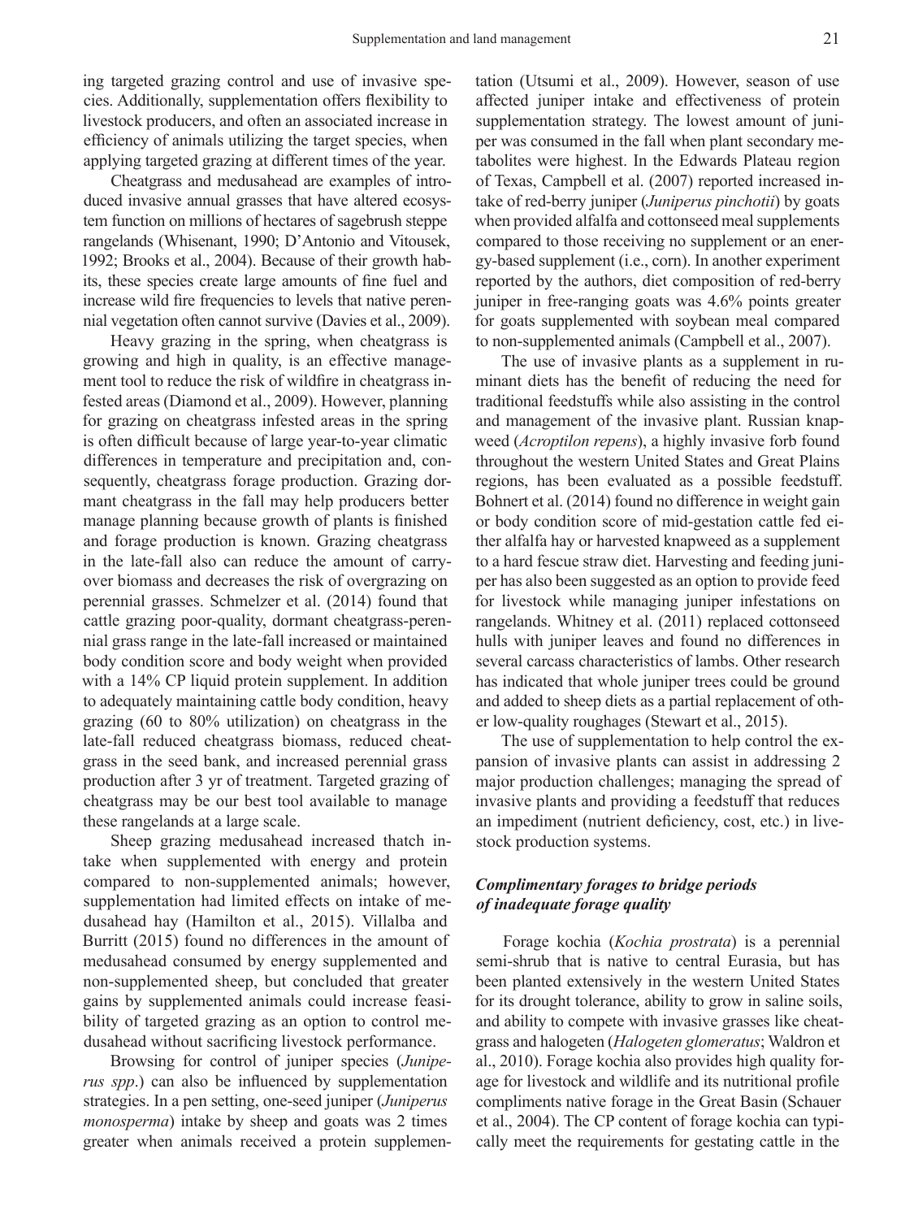ing targeted grazing control and use of invasive species. Additionally, supplementation offers flexibility to livestock producers, and often an associated increase in efficiency of animals utilizing the target species, when applying targeted grazing at different times of the year.

Cheatgrass and medusahead are examples of introduced invasive annual grasses that have altered ecosystem function on millions of hectares of sagebrush steppe rangelands (Whisenant, 1990; D'Antonio and Vitousek, 1992; Brooks et al., 2004). Because of their growth habits, these species create large amounts of fine fuel and increase wild fire frequencies to levels that native perennial vegetation often cannot survive (Davies et al., 2009).

Heavy grazing in the spring, when cheatgrass is growing and high in quality, is an effective management tool to reduce the risk of wildfire in cheatgrass infested areas (Diamond et al., 2009). However, planning for grazing on cheatgrass infested areas in the spring is often difficult because of large year-to-year climatic differences in temperature and precipitation and, consequently, cheatgrass forage production. Grazing dormant cheatgrass in the fall may help producers better manage planning because growth of plants is finished and forage production is known. Grazing cheatgrass in the late-fall also can reduce the amount of carryover biomass and decreases the risk of overgrazing on perennial grasses. Schmelzer et al. (2014) found that cattle grazing poor-quality, dormant cheatgrass-perennial grass range in the late-fall increased or maintained body condition score and body weight when provided with a 14% CP liquid protein supplement. In addition to adequately maintaining cattle body condition, heavy grazing (60 to 80% utilization) on cheatgrass in the late-fall reduced cheatgrass biomass, reduced cheatgrass in the seed bank, and increased perennial grass production after 3 yr of treatment. Targeted grazing of cheatgrass may be our best tool available to manage these rangelands at a large scale.

Sheep grazing medusahead increased thatch intake when supplemented with energy and protein compared to non-supplemented animals; however, supplementation had limited effects on intake of medusahead hay (Hamilton et al., 2015). Villalba and Burritt (2015) found no differences in the amount of medusahead consumed by energy supplemented and non-supplemented sheep, but concluded that greater gains by supplemented animals could increase feasibility of targeted grazing as an option to control medusahead without sacrificing livestock performance.

Browsing for control of juniper species (*Juniperus spp*.) can also be influenced by supplementation strategies. In a pen setting, one-seed juniper (*Juniperus monosperma*) intake by sheep and goats was 2 times greater when animals received a protein supplementation (Utsumi et al., 2009). However, season of use affected juniper intake and effectiveness of protein supplementation strategy. The lowest amount of juniper was consumed in the fall when plant secondary metabolites were highest. In the Edwards Plateau region of Texas, Campbell et al. (2007) reported increased intake of red-berry juniper (*Juniperus pinchotii*) by goats when provided alfalfa and cottonseed meal supplements compared to those receiving no supplement or an energy-based supplement (i.e., corn). In another experiment reported by the authors, diet composition of red-berry juniper in free-ranging goats was 4.6% points greater for goats supplemented with soybean meal compared to non-supplemented animals (Campbell et al., 2007).

The use of invasive plants as a supplement in ruminant diets has the benefit of reducing the need for traditional feedstuffs while also assisting in the control and management of the invasive plant. Russian knapweed (*Acroptilon repens*), a highly invasive forb found throughout the western United States and Great Plains regions, has been evaluated as a possible feedstuff. Bohnert et al. (2014) found no difference in weight gain or body condition score of mid-gestation cattle fed either alfalfa hay or harvested knapweed as a supplement to a hard fescue straw diet. Harvesting and feeding juniper has also been suggested as an option to provide feed for livestock while managing juniper infestations on rangelands. Whitney et al. (2011) replaced cottonseed hulls with juniper leaves and found no differences in several carcass characteristics of lambs. Other research has indicated that whole juniper trees could be ground and added to sheep diets as a partial replacement of other low-quality roughages (Stewart et al., 2015).

The use of supplementation to help control the expansion of invasive plants can assist in addressing 2 major production challenges; managing the spread of invasive plants and providing a feedstuff that reduces an impediment (nutrient deficiency, cost, etc.) in livestock production systems.

### *Complimentary forages to bridge periods of inadequate forage quality*

Forage kochia (*Kochia prostrata*) is a perennial semi-shrub that is native to central Eurasia, but has been planted extensively in the western United States for its drought tolerance, ability to grow in saline soils, and ability to compete with invasive grasses like cheatgrass and halogeten (*Halogeten glomeratus*; Waldron et al., 2010). Forage kochia also provides high quality forage for livestock and wildlife and its nutritional profile compliments native forage in the Great Basin (Schauer et al., 2004). The CP content of forage kochia can typically meet the requirements for gestating cattle in the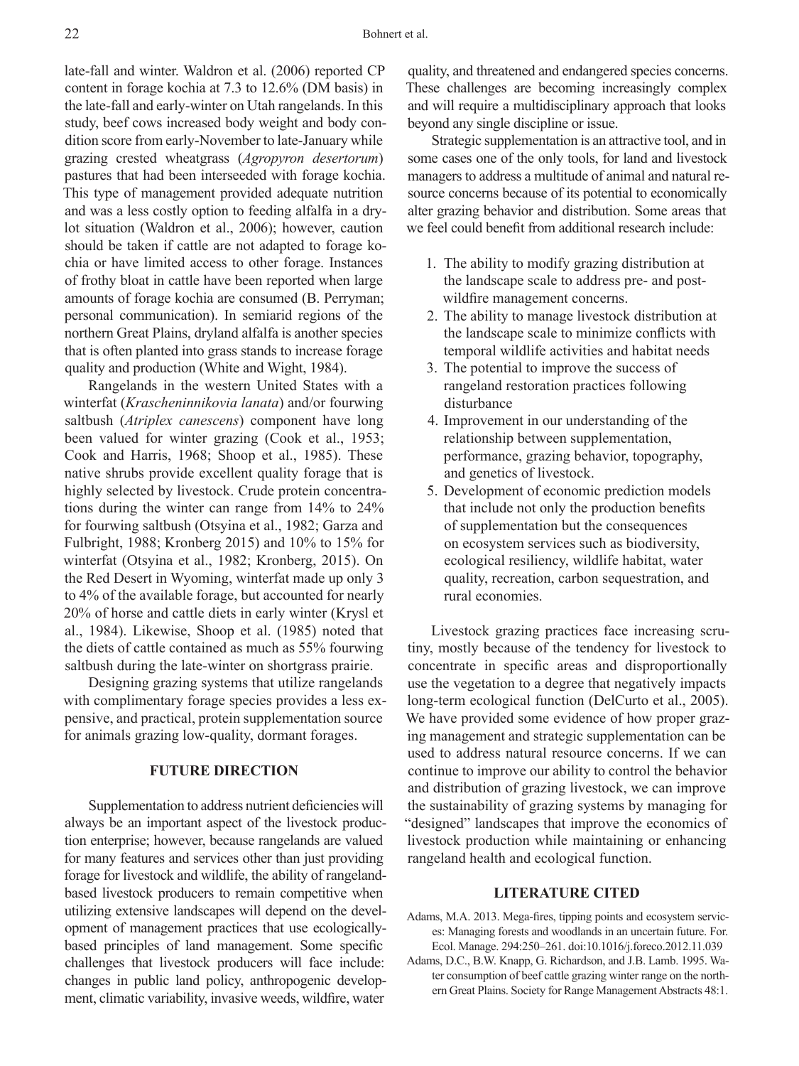late-fall and winter. Waldron et al. (2006) reported CP content in forage kochia at 7.3 to 12.6% (DM basis) in the late-fall and early-winter on Utah rangelands. In this study, beef cows increased body weight and body condition score from early-November to late-January while grazing crested wheatgrass (*Agropyron desertorum*) pastures that had been interseeded with forage kochia. This type of management provided adequate nutrition and was a less costly option to feeding alfalfa in a drylot situation (Waldron et al., 2006); however, caution should be taken if cattle are not adapted to forage kochia or have limited access to other forage. Instances of frothy bloat in cattle have been reported when large amounts of forage kochia are consumed (B. Perryman; personal communication). In semiarid regions of the northern Great Plains, dryland alfalfa is another species that is often planted into grass stands to increase forage quality and production (White and Wight, 1984).

Rangelands in the western United States with a winterfat (*Krascheninnikovia lanata*) and/or fourwing saltbush (*Atriplex canescens*) component have long been valued for winter grazing (Cook et al., 1953; Cook and Harris, 1968; Shoop et al., 1985). These native shrubs provide excellent quality forage that is highly selected by livestock. Crude protein concentrations during the winter can range from 14% to 24% for fourwing saltbush (Otsyina et al., 1982; Garza and Fulbright, 1988; Kronberg 2015) and 10% to 15% for winterfat (Otsyina et al., 1982; Kronberg, 2015). On the Red Desert in Wyoming, winterfat made up only 3 to 4% of the available forage, but accounted for nearly 20% of horse and cattle diets in early winter (Krysl et al., 1984). Likewise, Shoop et al. (1985) noted that the diets of cattle contained as much as 55% fourwing saltbush during the late-winter on shortgrass prairie.

Designing grazing systems that utilize rangelands with complimentary forage species provides a less expensive, and practical, protein supplementation source for animals grazing low-quality, dormant forages.

## FUTURE DIRECTION

Supplementation to address nutrient deficiencies will always be an important aspect of the livestock production enterprise; however, because rangelands are valued for many features and services other than just providing forage for livestock and wildlife, the ability of rangeland-based livestock producers to remain competitive when utilizing extensive landscapes will depend on the development of management practices that use ecologically-based principles of land management. Some specific challenges that livestock producers will face include: changes in public land policy, anthropogenic development, climatic variability, invasive weeds, wildfire, water quality, and threatened and endangered species concerns. These challenges are becoming increasingly complex and will require a multidisciplinary approach that looks beyond any single discipline or issue.

Strategic supplementation is an attractive tool, and in some cases one of the only tools, for land and livestock managers to address a multitude of animal and natural resource concerns because of its potential to economically alter grazing behavior and distribution. Some areas that we feel could benefit from additional research include:

1. The ability to modify grazing distribution at the landscape scale to address pre- and post-wildfire management concerns.
2. The ability to manage livestock distribution at the landscape scale to minimize conflicts with temporal wildlife activities and habitat needs
3. The potential to improve the success of rangeland restoration practices following disturbance
4. Improvement in our understanding of the relationship between supplementation, performance, grazing behavior, topography, and genetics of livestock.
5. Development of economic prediction models that include not only the production benefits of supplementation but the consequences on ecosystem services such as biodiversity, ecological resiliency, wildlife habitat, water quality, recreation, carbon sequestration, and rural economies.

Livestock grazing practices face increasing scrutiny, mostly because of the tendency for livestock to concentrate in specific areas and disproportionally use the vegetation to a degree that negatively impacts long-term ecological function (DelCurto et al., 2005). We have provided some evidence of how proper grazing management and strategic supplementation can be used to address natural resource concerns. If we can continue to improve our ability to control the behavior and distribution of grazing livestock, we can improve the sustainability of grazing systems by managing for "designed" landscapes that improve the economics of livestock production while maintaining or enhancing rangeland health and ecological function.

## LITERATURE CITED

Adams, M.A. 2013. Mega-fires, tipping points and ecosystem services: Managing forests and woodlands in an uncertain future. For. Ecol. Manage. 294:250–261. doi:10.1016/j.foreco.2012.11.039

Adams, D.C., B.W. Knapp, G. Richardson, and J.B. Lamb. 1995. Water consumption of beef cattle grazing winter range on the northern Great Plains. Society for Range Management Abstracts 48:1.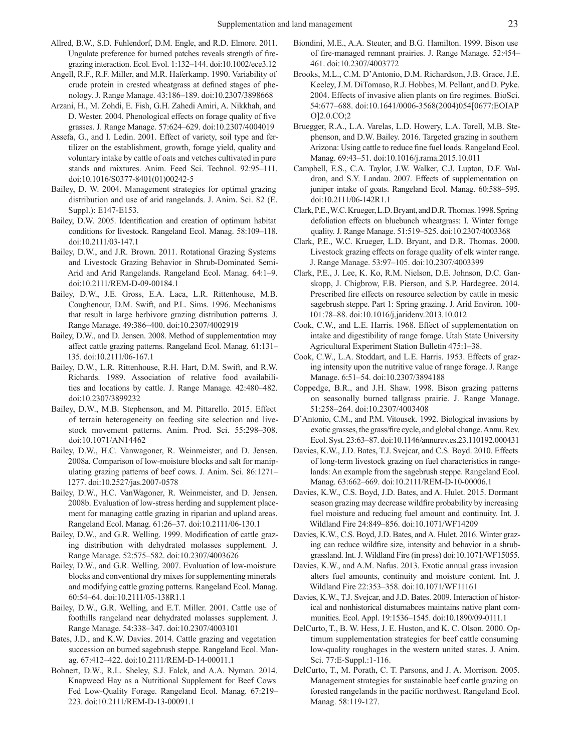Allred, B.W., S.D. Fuhlendorf, D.M. Engle, and R.D. Elmore. 2011. Ungulate preference for burned patches reveals strength of fire-grazing interaction. Ecol. Evol. 1:132–144. doi:10.1002/ece3.12

Angell, R.F., R.F. Miller, and M.R. Haferkamp. 1990. Variability of crude protein in crested wheatgrass at defined stages of phenology. J. Range Manage. 43:186–189. doi:10.2307/3898668

Arzani, H., M. Zohdi, E. Fish, G.H. Zahedi Amiri, A. Nikkhah, and D. Wester. 2004. Phenological effects on forage quality of five grasses. J. Range Manage. 57:624–629. doi:10.2307/4004019

Assefa, G., and I. Ledin. 2001. Effect of variety, soil type and fertilizer on the establishment, growth, forage yield, quality and voluntary intake by cattle of oats and vetches cultivated in pure stands and mixtures. Anim. Feed Sci. Technol. 92:95–111. doi:10.1016/S0377-8401(01)00242-5

Bailey, D. W. 2004. Management strategies for optimal grazing distribution and use of arid rangelands. J. Anim. Sci. 82 (E. Suppl.): E147-E153.

Bailey, D.W. 2005. Identification and creation of optimum habitat conditions for livestock. Rangeland Ecol. Manag. 58:109–118. doi:10.2111/03-147.1

Bailey, D.W., and J.R. Brown. 2011. Rotational Grazing Systems and Livestock Grazing Behavior in Shrub-Dominated Semi-Arid and Arid Rangelands. Rangeland Ecol. Manag. 64:1–9. doi:10.2111/REM-D-09-00184.1

Bailey, D.W., J.E. Gross, E.A. Laca, L.R. Rittenhouse, M.B. Coughenour, D.M. Swift, and P.L. Sims. 1996. Mechanisms that result in large herbivore grazing distribution patterns. J. Range Manage. 49:386–400. doi:10.2307/4002919

Bailey, D.W., and D. Jensen. 2008. Method of supplementation may affect cattle grazing patterns. Rangeland Ecol. Manag. 61:131–135. doi:10.2111/06-167.1

Bailey, D.W., L.R. Rittenhouse, R.H. Hart, D.M. Swift, and R.W. Richards. 1989. Association of relative food availabilities and locations by cattle. J. Range Manage. 42:480–482. doi:10.2307/3899232

Bailey, D.W., M.B. Stephenson, and M. Pittarello. 2015. Effect of terrain heterogeneity on feeding site selection and livestock movement patterns. Anim. Prod. Sci. 55:298–308. doi:10.1071/AN14462

Bailey, D.W., H.C. Vanwagoner, R. Weinmeister, and D. Jensen. 2008a. Comparison of low-moisture blocks and salt for manipulating grazing patterns of beef cows. J. Anim. Sci. 86:1271–1277. doi:10.2527/jas.2007-0578

Bailey, D.W., H.C. VanWagoner, R. Weinmeister, and D. Jensen. 2008b. Evaluation of low-stress herding and supplement placement for managing cattle grazing in riparian and upland areas. Rangeland Ecol. Manag. 61:26–37. doi:10.2111/06-130.1

Bailey, D.W., and G.R. Welling. 1999. Modification of cattle grazing distribution with dehydrated molasses supplement. J. Range Manage. 52:575–582. doi:10.2307/4003626

Bailey, D.W., and G.R. Welling. 2007. Evaluation of low-moisture blocks and conventional dry mixes for supplementing minerals and modifying cattle grazing patterns. Rangeland Ecol. Manag. 60:54–64. doi:10.2111/05-138R1.1

Bailey, D.W., G.R. Welling, and E.T. Miller. 2001. Cattle use of foothills rangeland near dehydrated molasses supplement. J. Range Manage. 54:338–347. doi:10.2307/4003101

Bates, J.D., and K.W. Davies. 2014. Cattle grazing and vegetation succession on burned sagebrush steppe. Rangeland Ecol. Manag. 67:412–422. doi:10.2111/REM-D-14-00011.1

Bohnert, D.W., R.L. Sheley, S.J. Falck, and A.A. Nyman. 2014. Knapweed Hay as a Nutritional Supplement for Beef Cows Fed Low-Quality Forage. Rangeland Ecol. Manag. 67:219–223. doi:10.2111/REM-D-13-00091.1

Biondini, M.E., A.A. Steuter, and B.G. Hamilton. 1999. Bison use of fire-managed remnant prairies. J. Range Manage. 52:454–461. doi:10.2307/4003772

Brooks, M.L., C.M. D'Antonio, D.M. Richardson, J.B. Grace, J.E. Keeley, J.M. DiTomaso, R.J. Hobbes, M. Pellant, and D. Pyke. 2004. Effects of invasive alien plants on fire regimes. BioSci. 54:677–688. doi:10.1641/0006-3568(2004)054[0677:EOIAPO]2.0.CO;2

Bruegger, R.A., L.A. Varelas, L.D. Howery, L.A. Torell, M.B. Stephenson, and D.W. Bailey. 2016. Targeted grazing in southern Arizona: Using cattle to reduce fine fuel loads. Rangeland Ecol. Manag. 69:43–51. doi:10.1016/j.rama.2015.10.011

Campbell, E.S., C.A. Taylor, J.W. Walker, C.J. Lupton, D.F. Waldron, and S.Y. Landau. 2007. Effects of supplementation on juniper intake of goats. Rangeland Ecol. Manag. 60:588–595. doi:10.2111/06-142R1.1

Clark, P.E., W.C. Krueger, L.D. Bryant, and D.R. Thomas. 1998. Spring defoliation effects on bluebunch wheatgrass: I. Winter forage quality. J. Range Manage. 51:519–525. doi:10.2307/4003368

Clark, P.E., W.C. Krueger, L.D. Bryant, and D.R. Thomas. 2000. Livestock grazing effects on forage quality of elk winter range. J. Range Manage. 53:97–105. doi:10.2307/4003399

Clark, P.E., J. Lee, K. Ko, R.M. Nielson, D.E. Johnson, D.C. Ganskopp, J. Chigbrow, F.B. Pierson, and S.P. Hardegree. 2014. Prescribed fire effects on resource selection by cattle in mesic sagebrush steppe. Part 1: Spring grazing. J. Arid Environ. 100-101:78–88. doi:10.1016/j.jaridenv.2013.10.012

Cook, C.W., and L.E. Harris. 1968. Effect of supplementation on intake and digestibility of range forage. Utah State University Agricultural Experiment Station Bulletin 475:1–38.

Cook, C.W., L.A. Stoddart, and L.E. Harris. 1953. Effects of grazing intensity upon the nutritive value of range forage. J. Range Manage. 6:51–54. doi:10.2307/3894188

Coppedge, B.R., and J.H. Shaw. 1998. Bison grazing patterns on seasonally burned tallgrass prairie. J. Range Manage. 51:258–264. doi:10.2307/4003408

D'Antonio, C.M., and P.M. Vitousek. 1992. Biological invasions by exotic grasses, the grass/fire cycle, and global change. Annu. Rev. Ecol. Syst. 23:63–87. doi:10.1146/annurev.es.23.110192.000431

Davies, K.W., J.D. Bates, T.J. Svejcar, and C.S. Boyd. 2010. Effects of long-term livestock grazing on fuel characteristics in rangelands: An example from the sagebrush steppe. Rangeland Ecol. Manag. 63:662–669. doi:10.2111/REM-D-10-00006.1

Davies, K.W., C.S. Boyd, J.D. Bates, and A. Hulet. 2015. Dormant season grazing may decrease wildfire probability by increasing fuel moisture and reducing fuel amount and continuity. Int. J. Wildland Fire 24:849–856. doi:10.1071/WF14209

Davies, K.W., C.S. Boyd, J.D. Bates, and A. Hulet. 2016. Winter grazing can reduce wildfire size, intensity and behavior in a shrub-grassland. Int. J. Wildland Fire (in press) doi:10.1071/WF15055.

Davies, K.W., and A.M. Nafus. 2013. Exotic annual grass invasion alters fuel amounts, continuity and moisture content. Int. J. Wildland Fire 22:353–358. doi:10.1071/WF11161

Davies, K.W., T.J. Svejcar, and J.D. Bates. 2009. Interaction of historical and nonhistorical disturbabces maintains native plant communities. Ecol. Appl. 19:1536–1545. doi:10.1890/09-0111.1

DelCurto, T., B. W. Hess, J. E. Huston, and K. C. Olson. 2000. Optimum supplementation strategies for beef cattle consuming low-quality roughages in the western united states. J. Anim. Sci. 77:E-Suppl.:1-116.

DelCurto, T., M. Porath, C. T. Parsons, and J. A. Morrison. 2005. Management strategies for sustainable beef cattle grazing on forested rangelands in the pacific northwest. Rangeland Ecol. Manag. 58:119-127.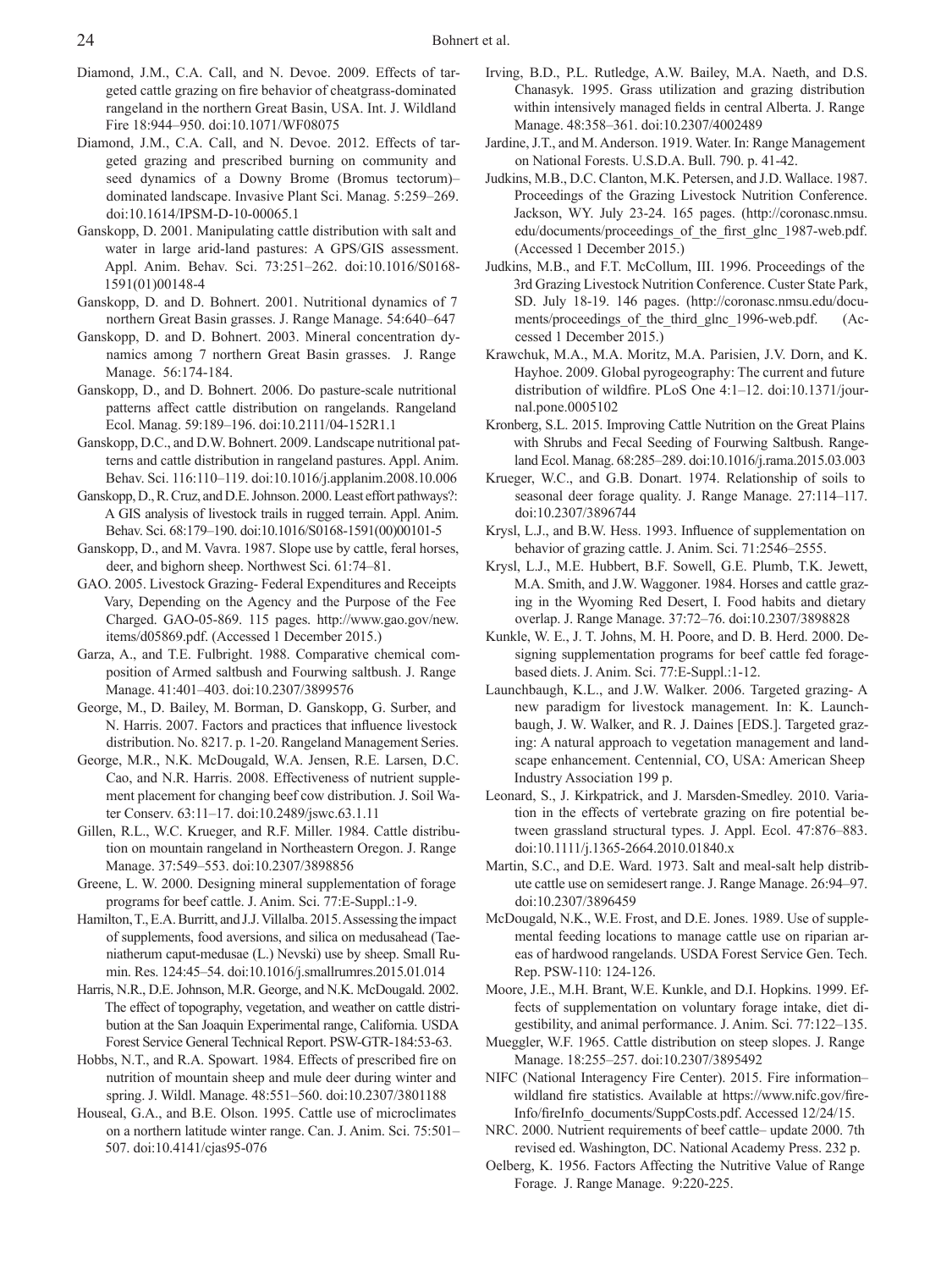Diamond, J.M., C.A. Call, and N. Devoe. 2009. Effects of targeted cattle grazing on fire behavior of cheatgrass-dominated rangeland in the northern Great Basin, USA. Int. J. Wildland Fire 18:944–950. doi:10.1071/WF08075

Diamond, J.M., C.A. Call, and N. Devoe. 2012. Effects of targeted grazing and prescribed burning on community and seed dynamics of a Downy Brome (Bromus tectorum)–dominated landscape. Invasive Plant Sci. Manag. 5:259–269. doi:10.1614/IPSM-D-10-00065.1

Ganskopp, D. 2001. Manipulating cattle distribution with salt and water in large arid-land pastures: A GPS/GIS assessment. Appl. Anim. Behav. Sci. 73:251–262. doi:10.1016/S0168-1591(01)00148-4

Ganskopp, D. and D. Bohnert. 2001. Nutritional dynamics of 7 northern Great Basin grasses. J. Range Manage. 54:640–647

Ganskopp, D. and D. Bohnert. 2003. Mineral concentration dynamics among 7 northern Great Basin grasses. J. Range Manage. 56:174-184.

Ganskopp, D., and D. Bohnert. 2006. Do pasture-scale nutritional patterns affect cattle distribution on rangelands. Rangeland Ecol. Manag. 59:189–196. doi:10.2111/04-152R1.1

Ganskopp, D.C., and D.W. Bohnert. 2009. Landscape nutritional patterns and cattle distribution in rangeland pastures. Appl. Anim. Behav. Sci. 116:110–119. doi:10.1016/j.applanim.2008.10.006

Ganskopp, D., R. Cruz, and D.E. Johnson. 2000. Least effort pathways?: A GIS analysis of livestock trails in rugged terrain. Appl. Anim. Behav. Sci. 68:179–190. doi:10.1016/S0168-1591(00)00101-5

Ganskopp, D., and M. Vavra. 1987. Slope use by cattle, feral horses, deer, and bighorn sheep. Northwest Sci. 61:74–81.

GAO. 2005. Livestock Grazing- Federal Expenditures and Receipts Vary, Depending on the Agency and the Purpose of the Fee Charged. GAO-05-869. 115 pages. http://www.gao.gov/new.items/d05869.pdf. (Accessed 1 December 2015.)

Garza, A., and T.E. Fulbright. 1988. Comparative chemical composition of Armed saltbush and Fourwing saltbush. J. Range Manage. 41:401–403. doi:10.2307/3899576

George, M., D. Bailey, M. Borman, D. Ganskopp, G. Surber, and N. Harris. 2007. Factors and practices that influence livestock distribution. No. 8217. p. 1-20. Rangeland Management Series.

George, M.R., N.K. McDougald, W.A. Jensen, R.E. Larsen, D.C. Cao, and N.R. Harris. 2008. Effectiveness of nutrient supplement placement for changing beef cow distribution. J. Soil Water Conserv. 63:11–17. doi:10.2489/jswc.63.1.11

Gillen, R.L., W.C. Krueger, and R.F. Miller. 1984. Cattle distribution on mountain rangeland in Northeastern Oregon. J. Range Manage. 37:549–553. doi:10.2307/3898856

Greene, L. W. 2000. Designing mineral supplementation of forage programs for beef cattle. J. Anim. Sci. 77:E-Suppl.:1-9.

Hamilton, T., E.A. Burritt, and J.J. Villalba. 2015. Assessing the impact of supplements, food aversions, and silica on medusahead (Taeniatherum caput-medusae (L.) Nevski) use by sheep. Small Rumin. Res. 124:45–54. doi:10.1016/j.smallrumres.2015.01.014

Harris, N.R., D.E. Johnson, M.R. George, and N.K. McDougald. 2002. The effect of topography, vegetation, and weather on cattle distribution at the San Joaquin Experimental range, California. USDA Forest Service General Technical Report. PSW-GTR-184:53-63.

Hobbs, N.T., and R.A. Spowart. 1984. Effects of prescribed fire on nutrition of mountain sheep and mule deer during winter and spring. J. Wildl. Manage. 48:551–560. doi:10.2307/3801188

Houseal, G.A., and B.E. Olson. 1995. Cattle use of microclimates on a northern latitude winter range. Can. J. Anim. Sci. 75:501–507. doi:10.4141/cjas95-076

Irving, B.D., P.L. Rutledge, A.W. Bailey, M.A. Naeth, and D.S. Chanasyk. 1995. Grass utilization and grazing distribution within intensively managed fields in central Alberta. J. Range Manage. 48:358–361. doi:10.2307/4002489

Jardine, J.T., and M. Anderson. 1919. Water. In: Range Management on National Forests. U.S.D.A. Bull. 790. p. 41-42.

Judkins, M.B., D.C. Clanton, M.K. Petersen, and J.D. Wallace. 1987. Proceedings of the Grazing Livestock Nutrition Conference. Jackson, WY. July 23-24. 165 pages. (http://coronasc.nmsu.edu/documents/proceedings_of_the_first_glnc_1987-web.pdf. (Accessed 1 December 2015.)

Judkins, M.B., and F.T. McCollum, III. 1996. Proceedings of the 3rd Grazing Livestock Nutrition Conference. Custer State Park, SD. July 18-19. 146 pages. (http://coronasc.nmsu.edu/documents/proceedings_of_the_third_glnc_1996-web.pdf. (Accessed 1 December 2015.)

Krawchuk, M.A., M.A. Moritz, M.A. Parisien, J.V. Dorn, and K. Hayhoe. 2009. Global pyrogeography: The current and future distribution of wildfire. PLoS One 4:1–12. doi:10.1371/journal.pone.0005102

Kronberg, S.L. 2015. Improving Cattle Nutrition on the Great Plains with Shrubs and Fecal Seeding of Fourwing Saltbush. Rangeland Ecol. Manag. 68:285–289. doi:10.1016/j.rama.2015.03.003

Krueger, W.C., and G.B. Donart. 1974. Relationship of soils to seasonal deer forage quality. J. Range Manage. 27:114–117. doi:10.2307/3896744

Krysl, L.J., and B.W. Hess. 1993. Influence of supplementation on behavior of grazing cattle. J. Anim. Sci. 71:2546–2555.

Krysl, L.J., M.E. Hubbert, B.F. Sowell, G.E. Plumb, T.K. Jewett, M.A. Smith, and J.W. Waggoner. 1984. Horses and cattle grazing in the Wyoming Red Desert, I. Food habits and dietary overlap. J. Range Manage. 37:72–76. doi:10.2307/3898828

Kunkle, W. E., J. T. Johns, M. H. Poore, and D. B. Herd. 2000. Designing supplementation programs for beef cattle fed forage-based diets. J. Anim. Sci. 77:E-Suppl.:1-12.

Launchbaugh, K.L., and J.W. Walker. 2006. Targeted grazing- A new paradigm for livestock management. In: K. Launchbaugh, J. W. Walker, and R. J. Daines [EDS.]. Targeted grazing: A natural approach to vegetation management and landscape enhancement. Centennial, CO, USA: American Sheep Industry Association 199 p.

Leonard, S., J. Kirkpatrick, and J. Marsden-Smedley. 2010. Variation in the effects of vertebrate grazing on fire potential between grassland structural types. J. Appl. Ecol. 47:876–883. doi:10.1111/j.1365-2664.2010.01840.x

Martin, S.C., and D.E. Ward. 1973. Salt and meal-salt help distribute cattle use on semidesert range. J. Range Manage. 26:94–97. doi:10.2307/3896459

McDougald, N.K., W.E. Frost, and D.E. Jones. 1989. Use of supplemental feeding locations to manage cattle use on riparian areas of hardwood rangelands. USDA Forest Service Gen. Tech. Rep. PSW-110: 124-126.

Moore, J.E., M.H. Brant, W.E. Kunkle, and D.I. Hopkins. 1999. Effects of supplementation on voluntary forage intake, diet digestibility, and animal performance. J. Anim. Sci. 77:122–135.

Mueggler, W.F. 1965. Cattle distribution on steep slopes. J. Range Manage. 18:255–257. doi:10.2307/3895492

NIFC (National Interagency Fire Center). 2015. Fire information–wildland fire statistics. Available at https://www.nifc.gov/fireInfo/fireInfo_documents/SuppCosts.pdf. Accessed 12/24/15.

NRC. 2000. Nutrient requirements of beef cattle– update 2000. 7th revised ed. Washington, DC. National Academy Press. 232 p.

Oelberg, K. 1956. Factors Affecting the Nutritive Value of Range Forage. J. Range Manage. 9:220-225.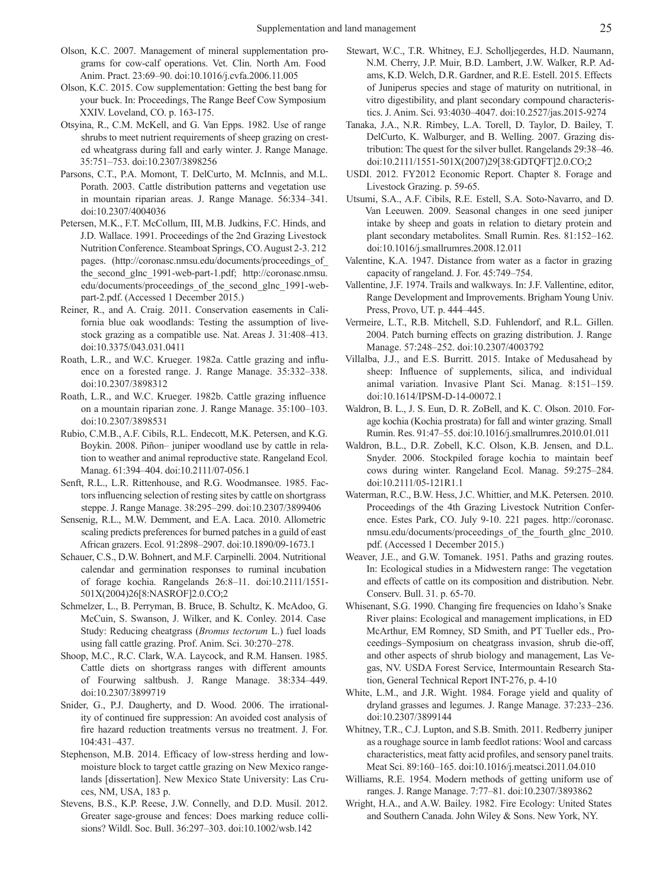Olson, K.C. 2007. Management of mineral supplementation programs for cow-calf operations. Vet. Clin. North Am. Food Anim. Pract. 23:69–90. doi:10.1016/j.cvfa.2006.11.005

Olson, K.C. 2015. Cow supplementation: Getting the best bang for your buck. In: Proceedings, The Range Beef Cow Symposium XXIV. Loveland, CO. p. 163-175.

Otsyina, R., C.M. McKell, and G. Van Epps. 1982. Use of range shrubs to meet nutrient requirements of sheep grazing on crested wheatgrass during fall and early winter. J. Range Manage. 35:751–753. doi:10.2307/3898256

Parsons, C.T., P.A. Momont, T. DelCurto, M. McInnis, and M.L. Porath. 2003. Cattle distribution patterns and vegetation use in mountain riparian areas. J. Range Manage. 56:334–341. doi:10.2307/4004036

Petersen, M.K., F.T. McCollum, III, M.B. Judkins, F.C. Hinds, and J.D. Wallace. 1991. Proceedings of the 2nd Grazing Livestock Nutrition Conference. Steamboat Springs, CO. August 2-3. 212 pages. (http://coronasc.nmsu.edu/documents/proceedings_of_the_second_glnc_1991-web-part-1.pdf; http://coronasc.nmsu.edu/documents/proceedings_of_the_second_glnc_1991-web-part-2.pdf. (Accessed 1 December 2015.)

Reiner, R., and A. Craig. 2011. Conservation easements in California blue oak woodlands: Testing the assumption of livestock grazing as a compatible use. Nat. Areas J. 31:408–413. doi:10.3375/043.031.0411

Roath, L.R., and W.C. Krueger. 1982a. Cattle grazing and influence on a forested range. J. Range Manage. 35:332–338. doi:10.2307/3898312

Roath, L.R., and W.C. Krueger. 1982b. Cattle grazing influence on a mountain riparian zone. J. Range Manage. 35:100–103. doi:10.2307/3898531

Rubio, C.M.B., A.F. Cibils, R.L. Endecott, M.K. Petersen, and K.G. Boykin. 2008. Piñon– juniper woodland use by cattle in relation to weather and animal reproductive state. Rangeland Ecol. Manag. 61:394–404. doi:10.2111/07-056.1

Senft, R.L., L.R. Rittenhouse, and R.G. Woodmansee. 1985. Factors influencing selection of resting sites by cattle on shortgrass steppe. J. Range Manage. 38:295–299. doi:10.2307/3899406

Sensenig, R.L., M.W. Demment, and E.A. Laca. 2010. Allometric scaling predicts preferences for burned patches in a guild of east African grazers. Ecol. 91:2898–2907. doi:10.1890/09-1673.1

Schauer, C.S., D.W. Bohnert, and M.F. Carpinelli. 2004. Nutritional calendar and germination responses to ruminal incubation of forage kochia. Rangelands 26:8–11. doi:10.2111/1551-501X(2004)26[8:NASROF]2.0.CO;2

Schmelzer, L., B. Perryman, B. Bruce, B. Schultz, K. McAdoo, G. McCuin, S. Swanson, J. Wilker, and K. Conley. 2014. Case Study: Reducing cheatgrass (*Bromus tectorum* L.) fuel loads using fall cattle grazing. Prof. Anim. Sci. 30:270–278.

Shoop, M.C., R.C. Clark, W.A. Laycock, and R.M. Hansen. 1985. Cattle diets on shortgrass ranges with different amounts of Fourwing saltbush. J. Range Manage. 38:334–449. doi:10.2307/3899719

Snider, G., P.J. Daugherty, and D. Wood. 2006. The irrationality of continued fire suppression: An avoided cost analysis of fire hazard reduction treatments versus no treatment. J. For. 104:431–437.

Stephenson, M.B. 2014. Efficacy of low-stress herding and low-moisture block to target cattle grazing on New Mexico rangelands [dissertation]. New Mexico State University: Las Cruces, NM, USA, 183 p.

Stevens, B.S., K.P. Reese, J.W. Connelly, and D.D. Musil. 2012. Greater sage-grouse and fences: Does marking reduce collisions? Wildl. Soc. Bull. 36:297–303. doi:10.1002/wsb.142

Stewart, W.C., T.R. Whitney, E.J. Scholljegerdes, H.D. Naumann, N.M. Cherry, J.P. Muir, B.D. Lambert, J.W. Walker, R.P. Adams, K.D. Welch, D.R. Gardner, and R.E. Estell. 2015. Effects of Juniperus species and stage of maturity on nutritional, in vitro digestibility, and plant secondary compound characteristics. J. Anim. Sci. 93:4030–4047. doi:10.2527/jas.2015-9274

Tanaka, J.A., N.R. Rimbey, L.A. Torell, D. Taylor, D. Bailey, T. DelCurto, K. Walburger, and B. Welling. 2007. Grazing distribution: The quest for the silver bullet. Rangelands 29:38–46. doi:10.2111/1551-501X(2007)29[38:GDTQFT]2.0.CO;2

USDI. 2012. FY2012 Economic Report. Chapter 8. Forage and Livestock Grazing. p. 59-65.

Utsumi, S.A., A.F. Cibils, R.E. Estell, S.A. Soto-Navarro, and D. Van Leeuwen. 2009. Seasonal changes in one seed juniper intake by sheep and goats in relation to dietary protein and plant secondary metabolites. Small Rumin. Res. 81:152–162. doi:10.1016/j.smallrumres.2008.12.011

Valentine, K.A. 1947. Distance from water as a factor in grazing capacity of rangeland. J. For. 45:749–754.

Vallentine, J.F. 1974. Trails and walkways. In: J.F. Vallentine, editor, Range Development and Improvements. Brigham Young Univ. Press, Provo, UT. p. 444–445.

Vermeire, L.T., R.B. Mitchell, S.D. Fuhlendorf, and R.L. Gillen. 2004. Patch burning effects on grazing distribution. J. Range Manage. 57:248–252. doi:10.2307/4003792

Villalba, J.J., and E.S. Burritt. 2015. Intake of Medusahead by sheep: Influence of supplements, silica, and individual animal variation. Invasive Plant Sci. Manag. 8:151–159. doi:10.1614/IPSM-D-14-00072.1

Waldron, B. L., J. S. Eun, D. R. ZoBell, and K. C. Olson. 2010. Forage kochia (Kochia prostrata) for fall and winter grazing. Small Rumin. Res. 91:47–55. doi:10.1016/j.smallrumres.2010.01.011

Waldron, B.L., D.R. Zobell, K.C. Olson, K.B. Jensen, and D.L. Snyder. 2006. Stockpiled forage kochia to maintain beef cows during winter. Rangeland Ecol. Manag. 59:275–284. doi:10.2111/05-121R1.1

Waterman, R.C., B.W. Hess, J.C. Whittier, and M.K. Petersen. 2010. Proceedings of the 4th Grazing Livestock Nutrition Conference. Estes Park, CO. July 9-10. 221 pages. http://coronasc.nmsu.edu/documents/proceedings_of_the_fourth_glnc_2010.pdf. (Accessed 1 December 2015.)

Weaver, J.E., and G.W. Tomanek. 1951. Paths and grazing routes. In: Ecological studies in a Midwestern range: The vegetation and effects of cattle on its composition and distribution. Nebr. Conserv. Bull. 31. p. 65-70.

Whisenant, S.G. 1990. Changing fire frequencies on Idaho's Snake River plains: Ecological and management implications, in ED McArthur, EM Romney, SD Smith, and PT Tueller eds., Proceedings–Symposium on cheatgrass invasion, shrub die-off, and other aspects of shrub biology and management, Las Vegas, NV. USDA Forest Service, Intermountain Research Station, General Technical Report INT-276, p. 4-10

White, L.M., and J.R. Wight. 1984. Forage yield and quality of dryland grasses and legumes. J. Range Manage. 37:233–236. doi:10.2307/3899144

Whitney, T.R., C.J. Lupton, and S.B. Smith. 2011. Redberry juniper as a roughage source in lamb feedlot rations: Wool and carcass characteristics, meat fatty acid profiles, and sensory panel traits. Meat Sci. 89:160–165. doi:10.1016/j.meatsci.2011.04.010

Williams, R.E. 1954. Modern methods of getting uniform use of ranges. J. Range Manage. 7:77–81. doi:10.2307/3893862

Wright, H.A., and A.W. Bailey. 1982. Fire Ecology: United States and Southern Canada. John Wiley & Sons. New York, NY.